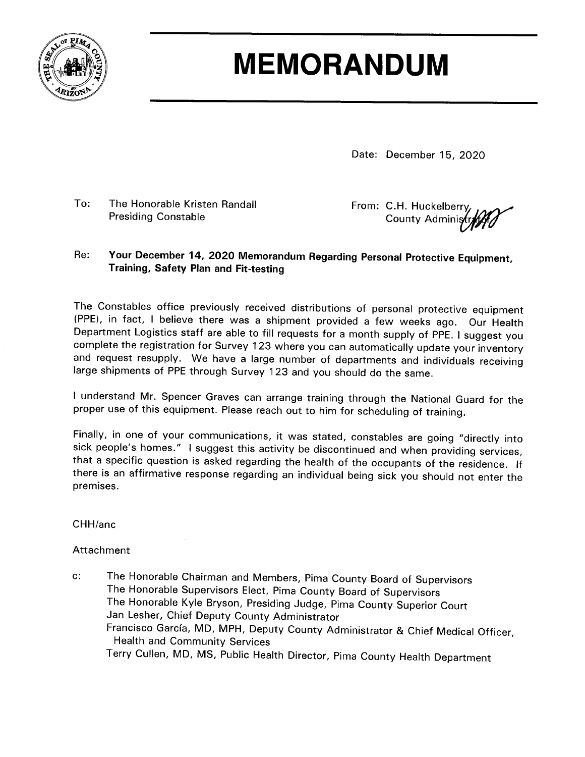# MEMORANDUM

Date: December 15, 2020

To: The Honorable Kristen Randall
Presiding Constable

From: C.H. Huckelberry,
County Administrator

Re: **Your December 14, 2020 Memorandum Regarding Personal Protective Equipment, Training, Safety Plan and Fit-testing**

The Constables office previously received distributions of personal protective equipment (PPE), in fact, I believe there was a shipment provided a few weeks ago. Our Health Department Logistics staff are able to fill requests for a month supply of PPE. I suggest you complete the registration for Survey 123 where you can automatically update your inventory and request resupply. We have a large number of departments and individuals receiving large shipments of PPE through Survey 123 and you should do the same.

I understand Mr. Spencer Graves can arrange training through the National Guard for the proper use of this equipment. Please reach out to him for scheduling of training.

Finally, in one of your communications, it was stated, constables are going "directly into sick people's homes." I suggest this activity be discontinued and when providing services, that a specific question is asked regarding the health of the occupants of the residence. If there is an affirmative response regarding an individual being sick you should not enter the premises.

CHH/anc

Attachment

c: The Honorable Chairman and Members, Pima County Board of Supervisors
The Honorable Supervisors Elect, Pima County Board of Supervisors
The Honorable Kyle Bryson, Presiding Judge, Pima County Superior Court
Jan Lesher, Chief Deputy County Administrator
Francisco García, MD, MPH, Deputy County Administrator & Chief Medical Officer, Health and Community Services
Terry Cullen, MD, MS, Public Health Director, Pima County Health Department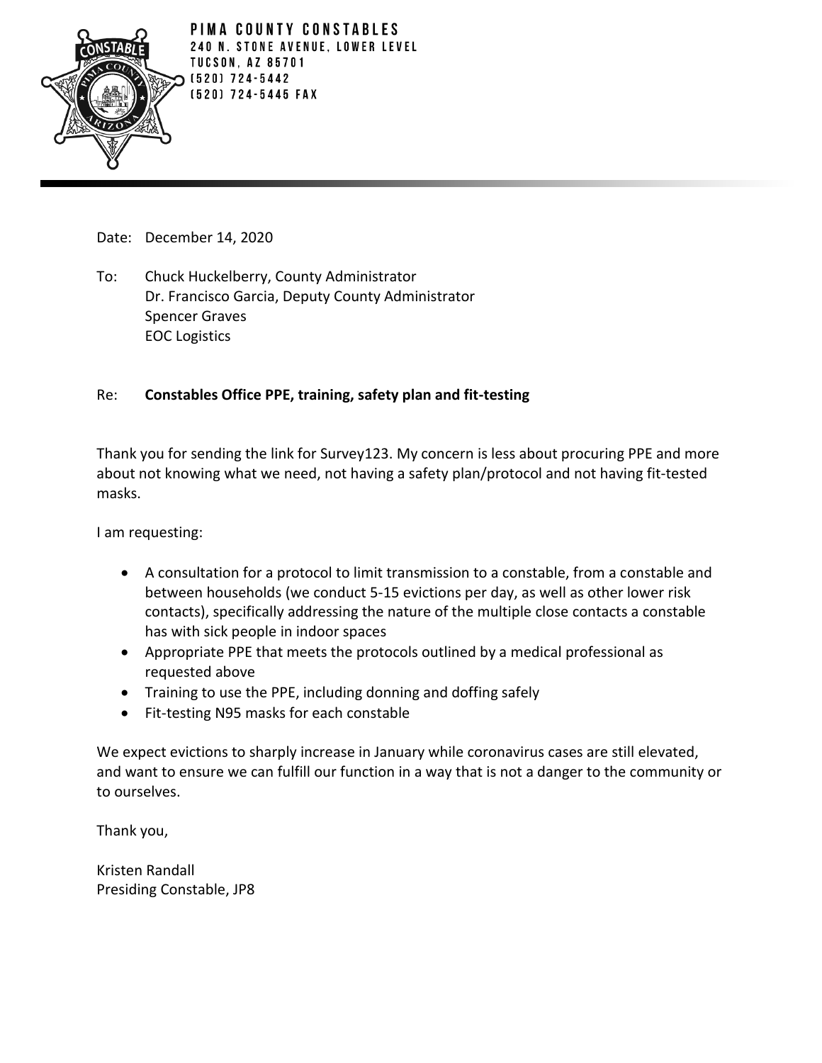PIMA COUNTY CONSTABLES
240 N. STONE AVENUE, LOWER LEVEL
TUCSON, AZ 85701
(520) 724-5442
(520) 724-5445 FAX

Date: December 14, 2020

To: Chuck Huckelberry, County Administrator
Dr. Francisco Garcia, Deputy County Administrator
Spencer Graves
EOC Logistics

Re: **Constables Office PPE, training, safety plan and fit-testing**

Thank you for sending the link for Survey123. My concern is less about procuring PPE and more about not knowing what we need, not having a safety plan/protocol and not having fit-tested masks.

I am requesting:

- A consultation for a protocol to limit transmission to a constable, from a constable and between households (we conduct 5-15 evictions per day, as well as other lower risk contacts), specifically addressing the nature of the multiple close contacts a constable has with sick people in indoor spaces
- Appropriate PPE that meets the protocols outlined by a medical professional as requested above
- Training to use the PPE, including donning and doffing safely
- Fit-testing N95 masks for each constable

We expect evictions to sharply increase in January while coronavirus cases are still elevated, and want to ensure we can fulfill our function in a way that is not a danger to the community or to ourselves.

Thank you,

Kristen Randall
Presiding Constable, JP8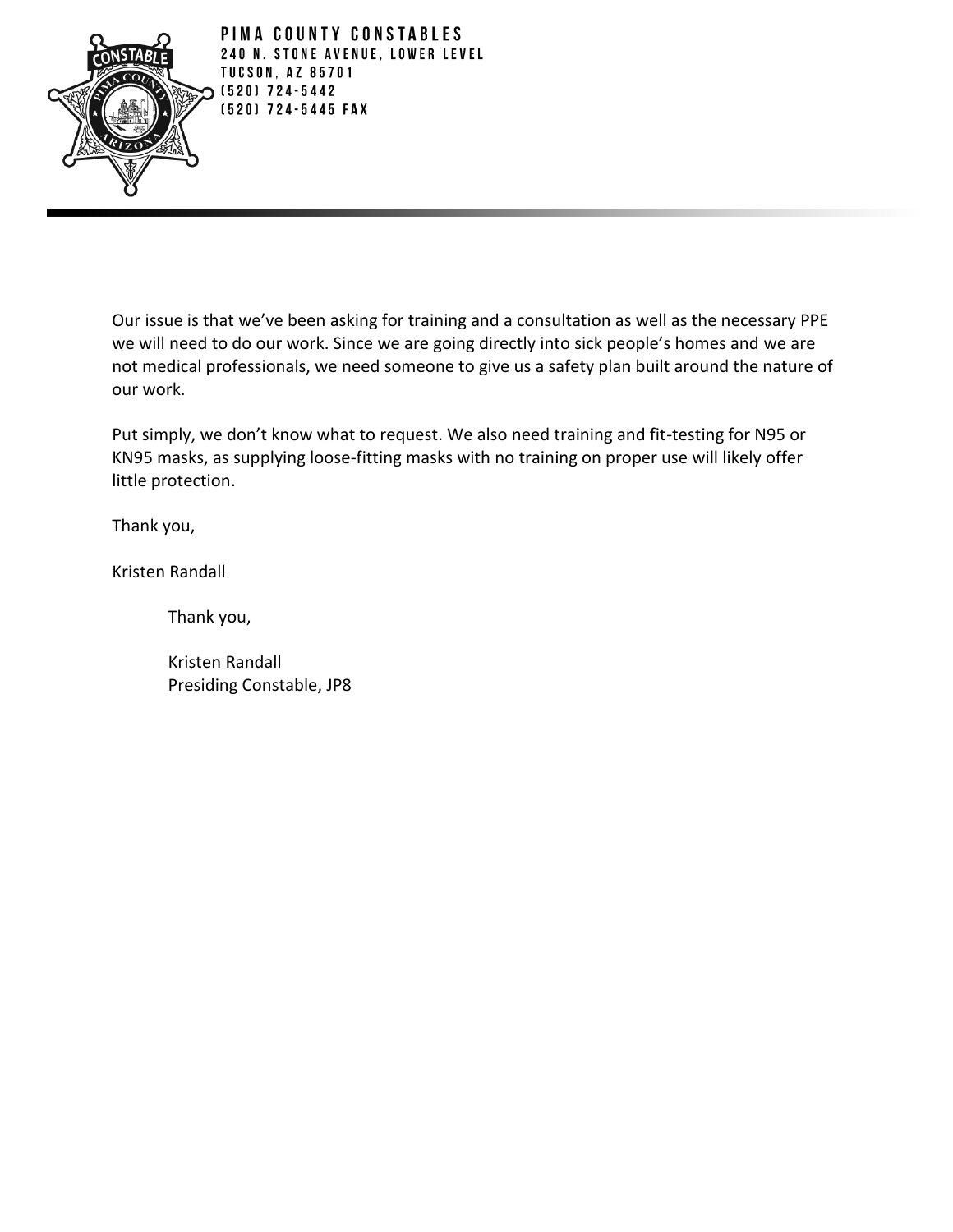**PIMA COUNTY CONSTABLES**
**240 N. STONE AVENUE, LOWER LEVEL**
**TUCSON, AZ 85701**
**(520) 724-5442**
**(520) 724-5445 FAX**

Our issue is that we've been asking for training and a consultation as well as the necessary PPE we will need to do our work. Since we are going directly into sick people's homes and we are not medical professionals, we need someone to give us a safety plan built around the nature of our work.

Put simply, we don't know what to request. We also need training and fit-testing for N95 or KN95 masks, as supplying loose-fitting masks with no training on proper use will likely offer little protection.

Thank you,

Kristen Randall

Thank you,

Kristen Randall
Presiding Constable, JP8